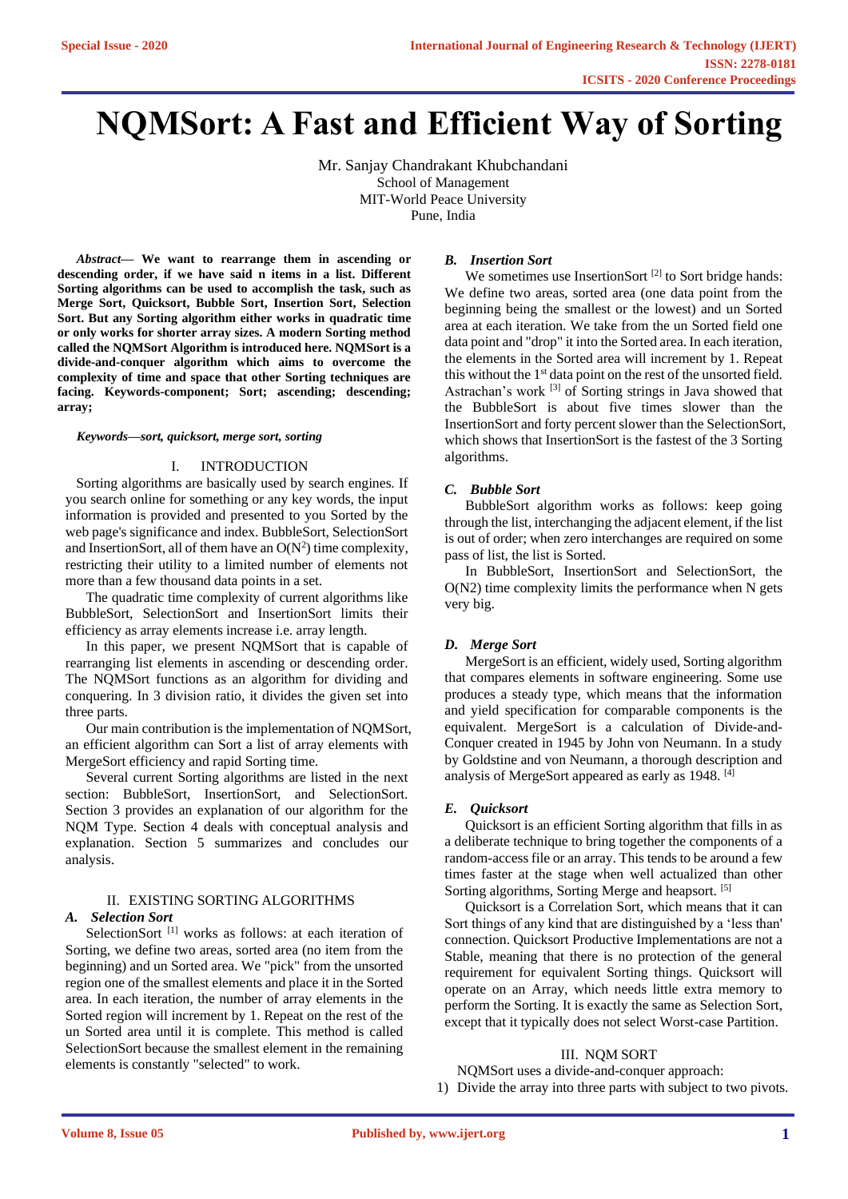# NQMSort: A Fast and Efficient Way of Sorting

Mr. Sanjay Chandrakant Khubchandani
School of Management
MIT-World Peace University
Pune, India

***Abstract*— We want to rearrange them in ascending or descending order, if we have said n items in a list. Different Sorting algorithms can be used to accomplish the task, such as Merge Sort, Quicksort, Bubble Sort, Insertion Sort, Selection Sort. But any Sorting algorithm either works in quadratic time or only works for shorter array sizes. A modern Sorting method called the NQMSort Algorithm is introduced here. NQMSort is a divide-and-conquer algorithm which aims to overcome the complexity of time and space that other Sorting techniques are facing. Keywords-component; Sort; ascending; descending; array;**

***Keywords—sort, quicksort, merge sort, sorting***

## I. INTRODUCTION

Sorting algorithms are basically used by search engines. If you search online for something or any key words, the input information is provided and presented to you Sorted by the web page's significance and index. BubbleSort, SelectionSort and InsertionSort, all of them have an $O(N^2)$ time complexity, restricting their utility to a limited number of elements not more than a few thousand data points in a set.

The quadratic time complexity of current algorithms like BubbleSort, SelectionSort and InsertionSort limits their efficiency as array elements increase i.e. array length.

In this paper, we present NQMSort that is capable of rearranging list elements in ascending or descending order. The NQMSort functions as an algorithm for dividing and conquering. In 3 division ratio, it divides the given set into three parts.

Our main contribution is the implementation of NQMSort, an efficient algorithm can Sort a list of array elements with MergeSort efficiency and rapid Sorting time.

Several current Sorting algorithms are listed in the next section: BubbleSort, InsertionSort, and SelectionSort. Section 3 provides an explanation of our algorithm for the NQM Type. Section 4 deals with conceptual analysis and explanation. Section 5 summarizes and concludes our analysis.

## II. EXISTING SORTING ALGORITHMS

### *A. Selection Sort*

SelectionSort [1] works as follows: at each iteration of Sorting, we define two areas, sorted area (no item from the beginning) and un Sorted area. We "pick" from the unsorted region one of the smallest elements and place it in the Sorted area. In each iteration, the number of array elements in the Sorted region will increment by 1. Repeat on the rest of the un Sorted area until it is complete. This method is called SelectionSort because the smallest element in the remaining elements is constantly "selected" to work.

### *B. Insertion Sort*

We sometimes use InsertionSort [2] to Sort bridge hands: We define two areas, sorted area (one data point from the beginning being the smallest or the lowest) and un Sorted area at each iteration. We take from the un Sorted field one data point and "drop" it into the Sorted area. In each iteration, the elements in the Sorted area will increment by 1. Repeat this without the 1st data point on the rest of the unsorted field. Astrachan's work [3] of Sorting strings in Java showed that the BubbleSort is about five times slower than the InsertionSort and forty percent slower than the SelectionSort, which shows that InsertionSort is the fastest of the 3 Sorting algorithms.

### *C. Bubble Sort*

BubbleSort algorithm works as follows: keep going through the list, interchanging the adjacent element, if the list is out of order; when zero interchanges are required on some pass of list, the list is Sorted.

In BubbleSort, InsertionSort and SelectionSort, the O(N2) time complexity limits the performance when N gets very big.

### *D. Merge Sort*

MergeSort is an efficient, widely used, Sorting algorithm that compares elements in software engineering. Some use produces a steady type, which means that the information and yield specification for comparable components is the equivalent. MergeSort is a calculation of Divide-and-Conquer created in 1945 by John von Neumann. In a study by Goldstine and von Neumann, a thorough description and analysis of MergeSort appeared as early as 1948. [4]

### *E. Quicksort*

Quicksort is an efficient Sorting algorithm that fills in as a deliberate technique to bring together the components of a random-access file or an array. This tends to be around a few times faster at the stage when well actualized than other Sorting algorithms, Sorting Merge and heapsort. [5]

Quicksort is a Correlation Sort, which means that it can Sort things of any kind that are distinguished by a 'less than' connection. Quicksort Productive Implementations are not a Stable, meaning that there is no protection of the general requirement for equivalent Sorting things. Quicksort will operate on an Array, which needs little extra memory to perform the Sorting. It is exactly the same as Selection Sort, except that it typically does not select Worst-case Partition.

## III. NQM SORT

NQMSort uses a divide-and-conquer approach:

1) Divide the array into three parts with subject to two pivots.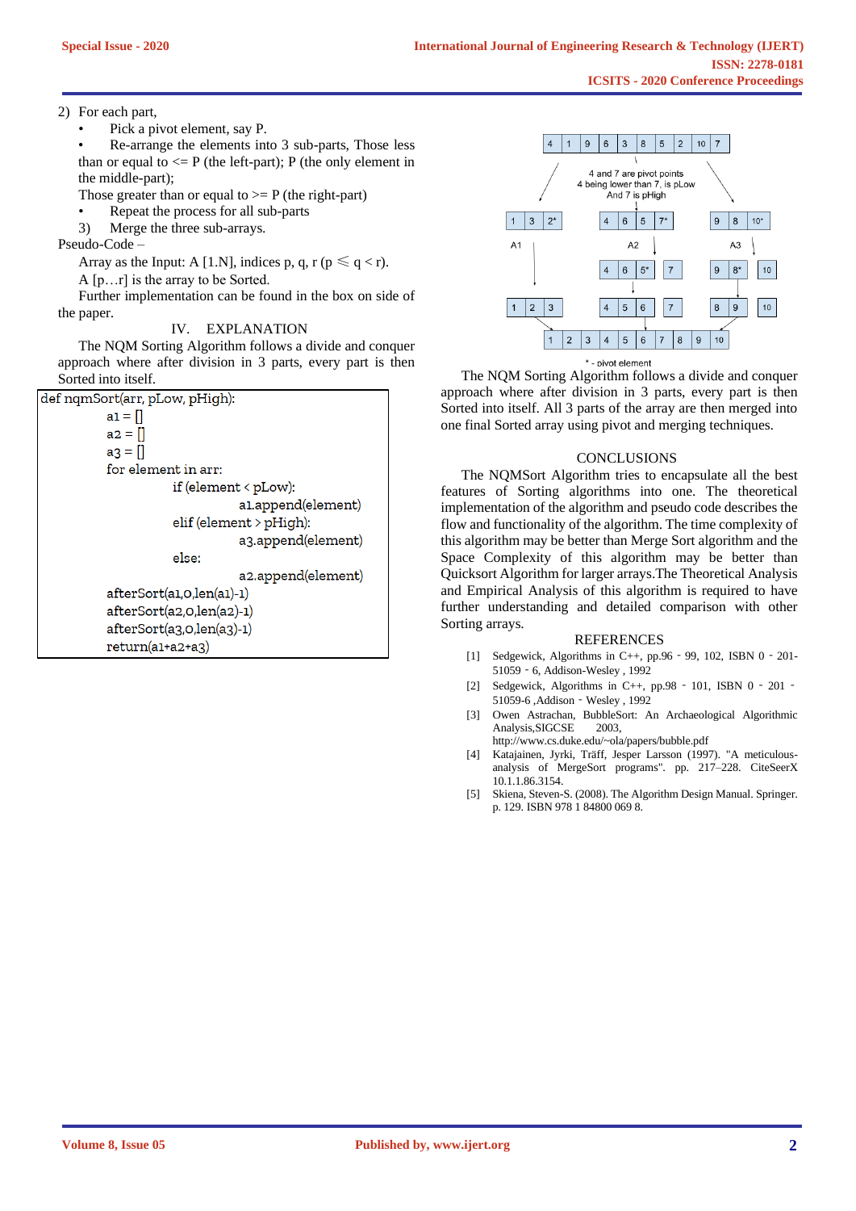2) For each part,
   - Pick a pivot element, say P.
   - Re-arrange the elements into 3 sub-parts, Those less than or equal to <= P (the left-part); P (the only element in the middle-part);

   Those greater than or equal to >= P (the right-part)
   - Repeat the process for all sub-parts
3) Merge the three sub-arrays.

Pseudo-Code –

Array as the Input: A [1.N], indices p, q, r ($p \leqslant q < r$).

A [p…r] is the array to be Sorted.

Further implementation can be found in the box on side of the paper.

## IV. EXPLANATION

The NQM Sorting Algorithm follows a divide and conquer approach where after division in 3 parts, every part is then Sorted into itself.

```
def nqmSort(arr, pLow, pHigh):
        a1 = []
        a2 = []
        a3 = []
        for element in arr:
                if (element < pLow):
                        a1.append(element)
                elif (element > pHigh):
                        a3.append(element)
                else:
                        a2.append(element)
        afterSort(a1,0,len(a1)-1)
        afterSort(a2,0,len(a2)-1)
        afterSort(a3,0,len(a3)-1)
        return(a1+a2+a3)
```

4 1 9 6 3 8 5 2 10 7

4 and 7 are pivot points
4 being lower than 7, is pLow
And 7 is pHigh

1 3 2* | 4 6 5 7* | 9 8 10*

A1 | A2 | A3

4 6 5* 7 | 9 8* 10

1 2 3 | 4 5 6 7 | 8 9 10

1 2 3 4 5 6 7 8 9 10

* - pivot element

The NQM Sorting Algorithm follows a divide and conquer approach where after division in 3 parts, every part is then Sorted into itself. All 3 parts of the array are then merged into one final Sorted array using pivot and merging techniques.

## CONCLUSIONS

The NQMSort Algorithm tries to encapsulate all the best features of Sorting algorithms into one. The theoretical implementation of the algorithm and pseudo code describes the flow and functionality of the algorithm. The time complexity of this algorithm may be better than Merge Sort algorithm and the Space Complexity of this algorithm may be better than Quicksort Algorithm for larger arrays.The Theoretical Analysis and Empirical Analysis of this algorithm is required to have further understanding and detailed comparison with other Sorting arrays.

## REFERENCES

[1] Sedgewick, Algorithms in C++, pp.96 - 99, 102, ISBN 0 - 201-51059 - 6, Addison-Wesley , 1992

[2] Sedgewick, Algorithms in C++, pp.98 - 101, ISBN 0 - 201 - 51059-6 ,Addison - Wesley , 1992

[3] Owen Astrachan, BubbleSort: An Archaeological Algorithmic Analysis,SIGCSE 2003, http://www.cs.duke.edu/~ola/papers/bubble.pdf

[4] Katajainen, Jyrki, Träff, Jesper Larsson (1997). "A meticulous-analysis of MergeSort programs". pp. 217–228. CiteSeerX 10.1.1.86.3154.

[5] Skiena, Steven-S. (2008). The Algorithm Design Manual. Springer. p. 129. ISBN 978 1 84800 069 8.